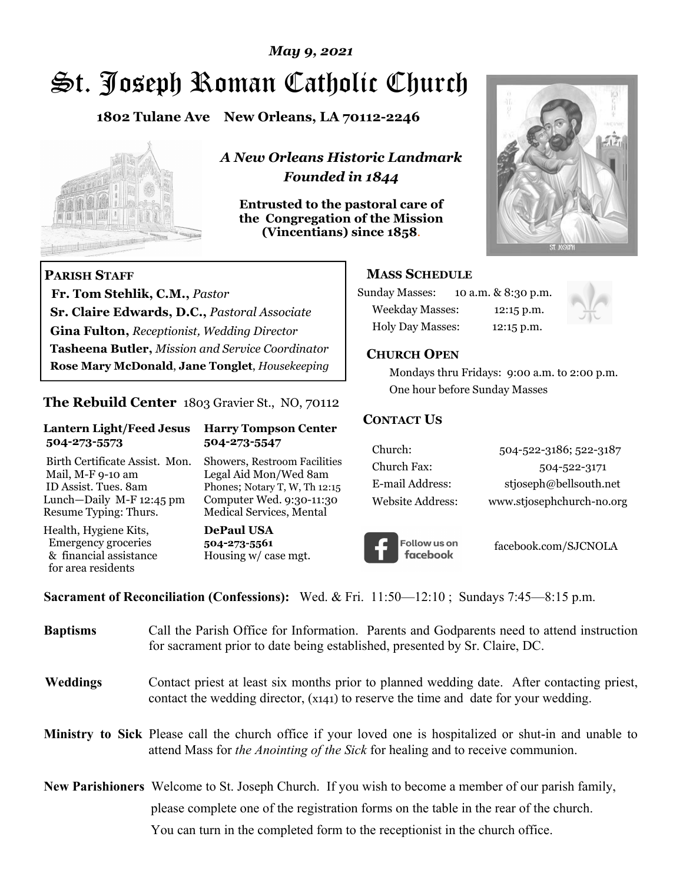*May 9, 2021*

# St. Joseph Roman Catholic Church

**1802 Tulane Ave New Orleans, LA 70112-2246**

***A New Orleans Historic Landmark***
***Founded in 1844***

**Entrusted to the pastoral care of the Congregation of the Mission (Vincentians) since 1858.**

**PARISH STAFF**

**Fr. Tom Stehlik, C.M.,** *Pastor*
**Sr. Claire Edwards, D.C.,** *Pastoral Associate*
**Gina Fulton,** *Receptionist, Wedding Director*
**Tasheena Butler,** *Mission and Service Coordinator*
**Rose Mary McDonald**, **Jane Tonglet**, *Housekeeping*

**The Rebuild Center** 1803 Gravier St., NO, 70112

**Lantern Light/Feed Jesus 504-273-5573**

Birth Certificate Assist. Mon.
Mail, M-F 9-10 am
ID Assist. Tues. 8am
Lunch—Daily M-F 12:45 pm
Resume Typing: Thurs.

Health, Hygiene Kits, Emergency groceries & financial assistance for area residents

**Harry Tompson Center 504-273-5547**

Showers, Restroom Facilities
Legal Aid Mon/Wed 8am
Phones; Notary T, W, Th 12:15
Computer Wed. 9:30-11:30
Medical Services, Mental

**DePaul USA**
**504-273-5561**
Housing w/ case mgt.

**MASS SCHEDULE**

Sunday Masses: 10 a.m. & 8:30 p.m.
Weekday Masses: 12:15 p.m.
Holy Day Masses: 12:15 p.m.

**CHURCH OPEN**

Mondays thru Fridays: 9:00 a.m. to 2:00 p.m.
One hour before Sunday Masses

**CONTACT US**

| | |
|---|---|
| Church: | 504-522-3186; 522-3187 |
| Church Fax: | 504-522-3171 |
| E-mail Address: | stjoseph@bellsouth.net |
| Website Address: | www.stjosephchurch-no.org |

Follow us on facebook — facebook.com/SJCNOLA

**Sacrament of Reconciliation (Confessions):** Wed. & Fri. 11:50—12:10 ; Sundays 7:45—8:15 p.m.

**Baptisms** Call the Parish Office for Information. Parents and Godparents need to attend instruction for sacrament prior to date being established, presented by Sr. Claire, DC.

**Weddings** Contact priest at least six months prior to planned wedding date. After contacting priest, contact the wedding director, (x141) to reserve the time and date for your wedding.

**Ministry to Sick** Please call the church office if your loved one is hospitalized or shut-in and unable to attend Mass for *the Anointing of the Sick* for healing and to receive communion.

**New Parishioners** Welcome to St. Joseph Church. If you wish to become a member of our parish family, please complete one of the registration forms on the table in the rear of the church. You can turn in the completed form to the receptionist in the church office.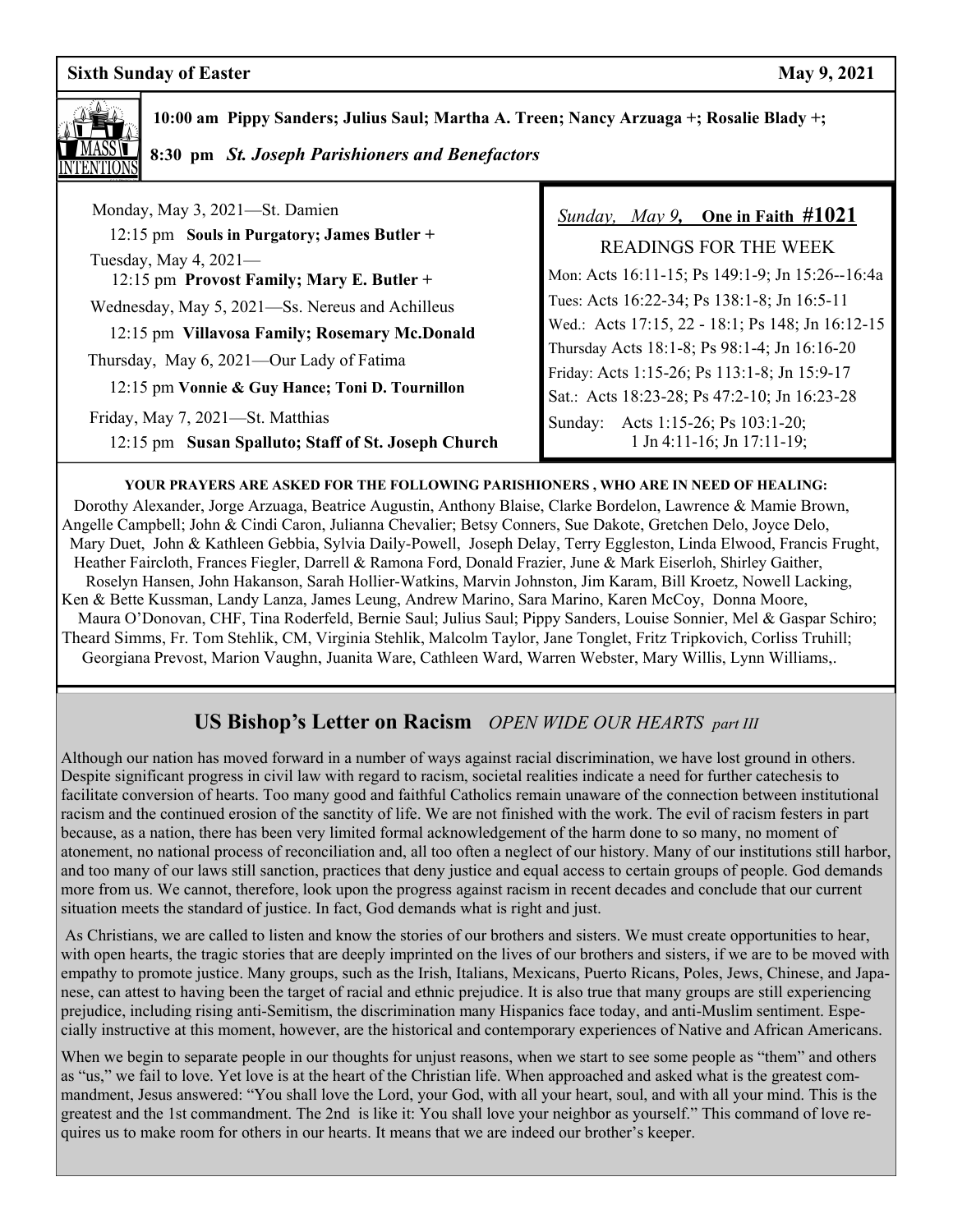**Sixth Sunday of Easter** **May 9, 2021**

**10:00 am Pippy Sanders; Julius Saul; Martha A. Treen; Nancy Arzuaga +; Rosalie Blady +;**

**8:30 pm** ***St. Joseph Parishioners and Benefactors***

Monday, May 3, 2021—St. Damien

12:15 pm **Souls in Purgatory; James Butler +**

Tuesday, May 4, 2021—

12:15 pm **Provost Family; Mary E. Butler +**

Wednesday, May 5, 2021—Ss. Nereus and Achilleus

12:15 pm **Villavosa Family; Rosemary Mc.Donald**

Thursday, May 6, 2021—Our Lady of Fatima

12:15 pm **Vonnie & Guy Hance; Toni D. Tournillon**

Friday, May 7, 2021—St. Matthias

12:15 pm **Susan Spalluto; Staff of St. Joseph Church**

*Sunday, May 9*, **One in Faith #1021**

READINGS FOR THE WEEK

Mon: Acts 16:11-15; Ps 149:1-9; Jn 15:26--16:4a
Tues: Acts 16:22-34; Ps 138:1-8; Jn 16:5-11
Wed.: Acts 17:15, 22 - 18:1; Ps 148; Jn 16:12-15
Thursday Acts 18:1-8; Ps 98:1-4; Jn 16:16-20
Friday: Acts 1:15-26; Ps 113:1-8; Jn 15:9-17
Sat.: Acts 18:23-28; Ps 47:2-10; Jn 16:23-28
Sunday: Acts 1:15-26; Ps 103:1-20; 1 Jn 4:11-16; Jn 17:11-19;

**YOUR PRAYERS ARE ASKED FOR THE FOLLOWING PARISHIONERS , WHO ARE IN NEED OF HEALING:**

Dorothy Alexander, Jorge Arzuaga, Beatrice Augustin, Anthony Blaise, Clarke Bordelon, Lawrence & Mamie Brown, Angelle Campbell; John & Cindi Caron, Julianna Chevalier; Betsy Conners, Sue Dakote, Gretchen Delo, Joyce Delo, Mary Duet, John & Kathleen Gebbia, Sylvia Daily-Powell, Joseph Delay, Terry Eggleston, Linda Elwood, Francis Frught, Heather Faircloth, Frances Fiegler, Darrell & Ramona Ford, Donald Frazier, June & Mark Eiserloh, Shirley Gaither, Roselyn Hansen, John Hakanson, Sarah Hollier-Watkins, Marvin Johnston, Jim Karam, Bill Kroetz, Nowell Lacking, Ken & Bette Kussman, Landy Lanza, James Leung, Andrew Marino, Sara Marino, Karen McCoy, Donna Moore, Maura O'Donovan, CHF, Tina Roderfeld, Bernie Saul; Julius Saul; Pippy Sanders, Louise Sonnier, Mel & Gaspar Schiro; Theard Simms, Fr. Tom Stehlik, CM, Virginia Stehlik, Malcolm Taylor, Jane Tonglet, Fritz Tripkovich, Corliss Truhill; Georgiana Prevost, Marion Vaughn, Juanita Ware, Cathleen Ward, Warren Webster, Mary Willis, Lynn Williams,.

## US Bishop's Letter on Racism *OPEN WIDE OUR HEARTS part III*

Although our nation has moved forward in a number of ways against racial discrimination, we have lost ground in others. Despite significant progress in civil law with regard to racism, societal realities indicate a need for further catechesis to facilitate conversion of hearts. Too many good and faithful Catholics remain unaware of the connection between institutional racism and the continued erosion of the sanctity of life. We are not finished with the work. The evil of racism festers in part because, as a nation, there has been very limited formal acknowledgement of the harm done to so many, no moment of atonement, no national process of reconciliation and, all too often a neglect of our history. Many of our institutions still harbor, and too many of our laws still sanction, practices that deny justice and equal access to certain groups of people. God demands more from us. We cannot, therefore, look upon the progress against racism in recent decades and conclude that our current situation meets the standard of justice. In fact, God demands what is right and just.

As Christians, we are called to listen and know the stories of our brothers and sisters. We must create opportunities to hear, with open hearts, the tragic stories that are deeply imprinted on the lives of our brothers and sisters, if we are to be moved with empathy to promote justice. Many groups, such as the Irish, Italians, Mexicans, Puerto Ricans, Poles, Jews, Chinese, and Japanese, can attest to having been the target of racial and ethnic prejudice. It is also true that many groups are still experiencing prejudice, including rising anti-Semitism, the discrimination many Hispanics face today, and anti-Muslim sentiment. Especially instructive at this moment, however, are the historical and contemporary experiences of Native and African Americans.

When we begin to separate people in our thoughts for unjust reasons, when we start to see some people as "them" and others as "us," we fail to love. Yet love is at the heart of the Christian life. When approached and asked what is the greatest commandment, Jesus answered: "You shall love the Lord, your God, with all your heart, soul, and with all your mind. This is the greatest and the 1st commandment. The 2nd is like it: You shall love your neighbor as yourself." This command of love requires us to make room for others in our hearts. It means that we are indeed our brother's keeper.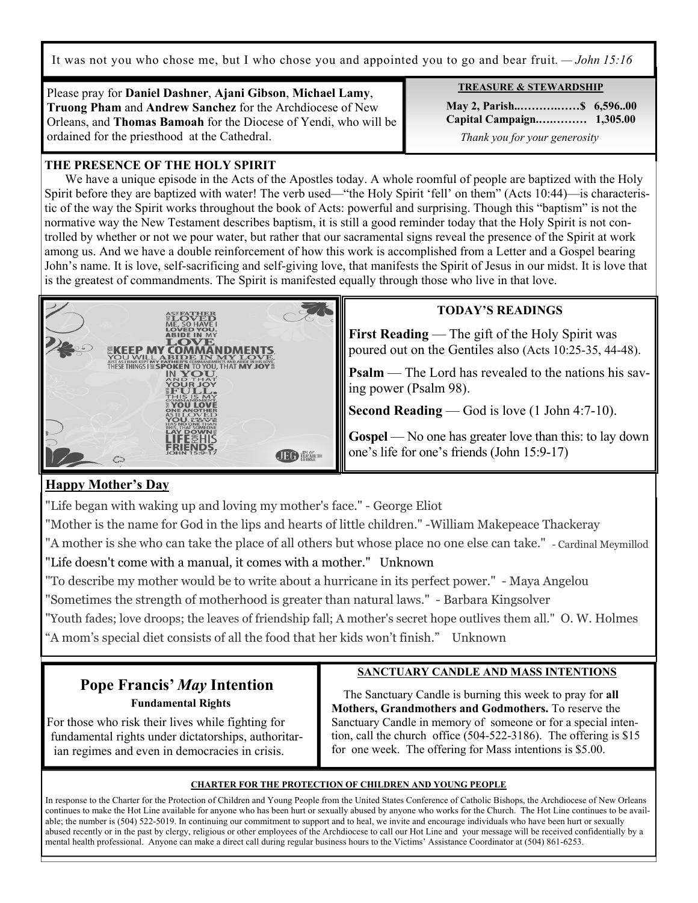It was not you who chose me, but I who chose you and appointed you to go and bear fruit. — *John 15:16*

Please pray for **Daniel Dashner**, **Ajani Gibson**, **Michael Lamy**, **Truong Pham** and **Andrew Sanchez** for the Archdiocese of New Orleans, and **Thomas Bamoah** for the Diocese of Yendi, who will be ordained for the priesthood at the Cathedral.

**TREASURE & STEWARDSHIP**

**May 2, Parish..……….……$ 6,596..00**
**Capital Campaign.…..……… 1,305.00**

*Thank you for your generosity*

## THE PRESENCE OF THE HOLY SPIRIT

We have a unique episode in the Acts of the Apostles today. A whole roomful of people are baptized with the Holy Spirit before they are baptized with water! The verb used—"the Holy Spirit 'fell' on them" (Acts 10:44)—is characteristic of the way the Spirit works throughout the book of Acts: powerful and surprising. Though this "baptism" is not the normative way the New Testament describes baptism, it is still a good reminder today that the Holy Spirit is not controlled by whether or not we pour water, but rather that our sacramental signs reveal the presence of the Spirit at work among us. And we have a double reinforcement of how this work is accomplished from a Letter and a Gospel bearing John's name. It is love, self-sacrificing and self-giving love, that manifests the Spirit of Jesus in our midst. It is love that is the greatest of commandments. The Spirit is manifested equally through those who live in that love.

## TODAY'S READINGS

**First Reading** — The gift of the Holy Spirit was poured out on the Gentiles also (Acts 10:25-35, 44-48).

**Psalm** — The Lord has revealed to the nations his saving power (Psalm 98).

**Second Reading** — God is love (1 John 4:7-10).

**Gospel** — No one has greater love than this: to lay down one's life for one's friends (John 15:9-17)

## Happy Mother's Day

"Life began with waking up and loving my mother's face." - George Eliot

"Mother is the name for God in the lips and hearts of little children." -William Makepeace Thackeray

"A mother is she who can take the place of all others but whose place no one else can take." - Cardinal Meymillod

"Life doesn't come with a manual, it comes with a mother." Unknown

"To describe my mother would be to write about a hurricane in its perfect power." - Maya Angelou

"Sometimes the strength of motherhood is greater than natural laws." - Barbara Kingsolver

"Youth fades; love droops; the leaves of friendship fall; A mother's secret hope outlives them all." O. W. Holmes

"A mom's special diet consists of all the food that her kids won't finish." Unknown

## Pope Francis' *May* Intention

**Fundamental Rights**

For those who risk their lives while fighting for fundamental rights under dictatorships, authoritarian regimes and even in democracies in crisis.

## SANCTUARY CANDLE AND MASS INTENTIONS

The Sanctuary Candle is burning this week to pray for **all Mothers, Grandmothers and Godmothers.** To reserve the Sanctuary Candle in memory of someone or for a special intention, call the church office (504-522-3186). The offering is $15 for one week. The offering for Mass intentions is $5.00.

## CHARTER FOR THE PROTECTION OF CHILDREN AND YOUNG PEOPLE

In response to the Charter for the Protection of Children and Young People from the United States Conference of Catholic Bishops, the Archdiocese of New Orleans continues to make the Hot Line available for anyone who has been hurt or sexually abused by anyone who works for the Church. The Hot Line continues to be available; the number is (504) 522-5019. In continuing our commitment to support and to heal, we invite and encourage individuals who have been hurt or sexually abused recently or in the past by clergy, religious or other employees of the Archdiocese to call our Hot Line and your message will be received confidentially by a mental health professional. Anyone can make a direct call during regular business hours to the Victims' Assistance Coordinator at (504) 861-6253.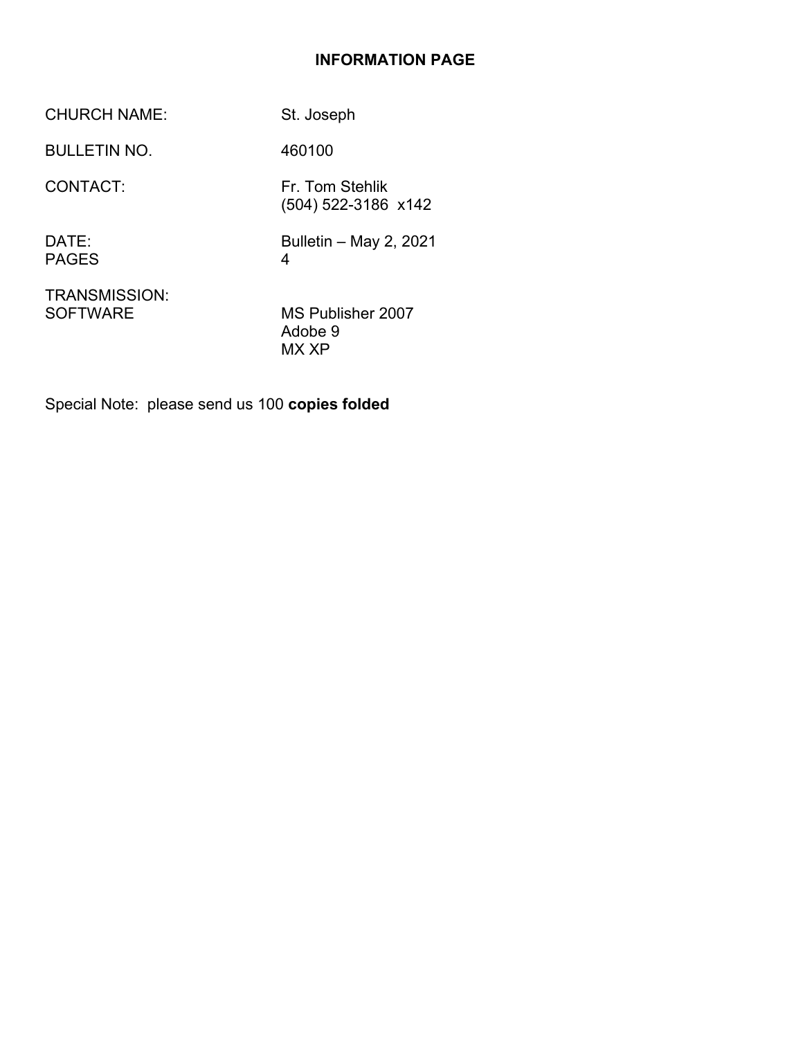# INFORMATION PAGE

| | |
|---|---|
| CHURCH NAME: | St. Joseph |
| BULLETIN NO. | 460100 |
| CONTACT: | Fr. Tom Stehlik<br>(504) 522-3186  x142 |
| DATE:<br>PAGES | Bulletin – May 2, 2021<br>4 |
| TRANSMISSION:<br>SOFTWARE | MS Publisher 2007<br>Adobe 9<br>MX XP |

Special Note:  please send us 100 **copies folded**